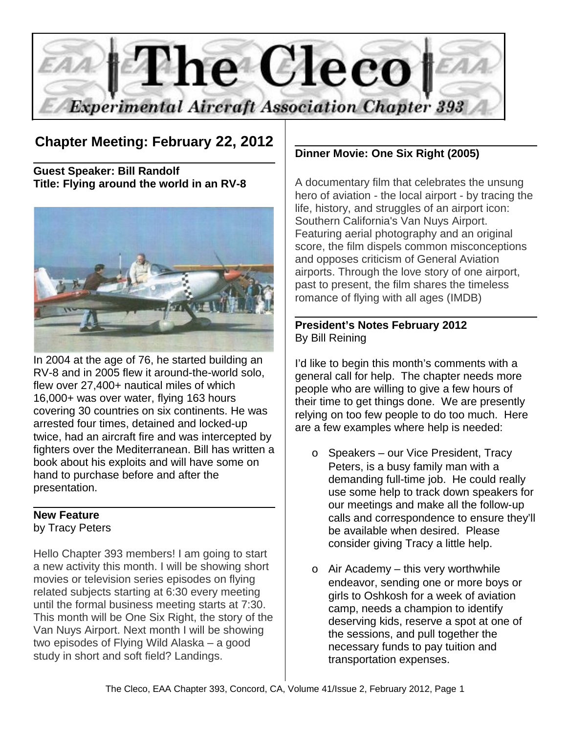# The Cleco

*Experimental Aircraft Association Chapter 393*

## Chapter Meeting: February 22, 2012

**Guest Speaker: Bill Randolf**
**Title: Flying around the world in an RV-8**

In 2004 at the age of 76, he started building an RV-8 and in 2005 flew it around-the-world solo, flew over 27,400+ nautical miles of which 16,000+ was over water, flying 163 hours covering 30 countries on six continents. He was arrested four times, detained and locked-up twice, had an aircraft fire and was intercepted by fighters over the Mediterranean. Bill has written a book about his exploits and will have some on hand to purchase before and after the presentation.

**New Feature**
by Tracy Peters

Hello Chapter 393 members! I am going to start a new activity this month. I will be showing short movies or television series episodes on flying related subjects starting at 6:30 every meeting until the formal business meeting starts at 7:30. This month will be One Six Right, the story of the Van Nuys Airport. Next month I will be showing two episodes of Flying Wild Alaska – a good study in short and soft field? Landings.

**Dinner Movie: One Six Right (2005)**

A documentary film that celebrates the unsung hero of aviation - the local airport - by tracing the life, history, and struggles of an airport icon: Southern California's Van Nuys Airport. Featuring aerial photography and an original score, the film dispels common misconceptions and opposes criticism of General Aviation airports. Through the love story of one airport, past to present, the film shares the timeless romance of flying with all ages (IMDB)

**President's Notes February 2012**
By Bill Reining

I'd like to begin this month's comments with a general call for help. The chapter needs more people who are willing to give a few hours of their time to get things done. We are presently relying on too few people to do too much. Here are a few examples where help is needed:

- Speakers – our Vice President, Tracy Peters, is a busy family man with a demanding full-time job. He could really use some help to track down speakers for our meetings and make all the follow-up calls and correspondence to ensure they'll be available when desired. Please consider giving Tracy a little help.
- Air Academy – this very worthwhile endeavor, sending one or more boys or girls to Oshkosh for a week of aviation camp, needs a champion to identify deserving kids, reserve a spot at one of the sessions, and pull together the necessary funds to pay tuition and transportation expenses.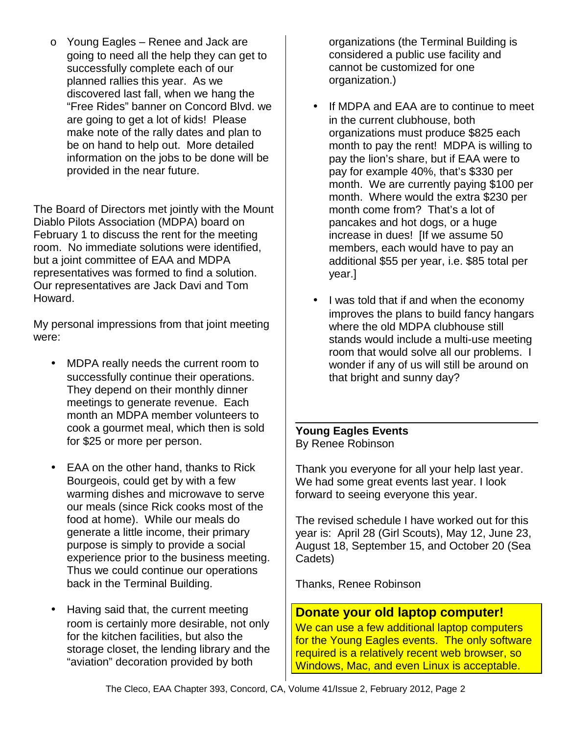- Young Eagles – Renee and Jack are going to need all the help they can get to successfully complete each of our planned rallies this year. As we discovered last fall, when we hang the "Free Rides" banner on Concord Blvd. we are going to get a lot of kids! Please make note of the rally dates and plan to be on hand to help out. More detailed information on the jobs to be done will be provided in the near future.

The Board of Directors met jointly with the Mount Diablo Pilots Association (MDPA) board on February 1 to discuss the rent for the meeting room. No immediate solutions were identified, but a joint committee of EAA and MDPA representatives was formed to find a solution. Our representatives are Jack Davi and Tom Howard.

My personal impressions from that joint meeting were:

- MDPA really needs the current room to successfully continue their operations. They depend on their monthly dinner meetings to generate revenue. Each month an MDPA member volunteers to cook a gourmet meal, which then is sold for $25 or more per person.
- EAA on the other hand, thanks to Rick Bourgeois, could get by with a few warming dishes and microwave to serve our meals (since Rick cooks most of the food at home). While our meals do generate a little income, their primary purpose is simply to provide a social experience prior to the business meeting. Thus we could continue our operations back in the Terminal Building.
- Having said that, the current meeting room is certainly more desirable, not only for the kitchen facilities, but also the storage closet, the lending library and the "aviation" decoration provided by both organizations (the Terminal Building is considered a public use facility and cannot be customized for one organization.)
- If MDPA and EAA are to continue to meet in the current clubhouse, both organizations must produce $825 each month to pay the rent! MDPA is willing to pay the lion's share, but if EAA were to pay for example 40%, that's $330 per month. We are currently paying $100 per month. Where would the extra $230 per month come from? That's a lot of pancakes and hot dogs, or a huge increase in dues! [If we assume 50 members, each would have to pay an additional $55 per year, i.e. $85 total per year.]
- I was told that if and when the economy improves the plans to build fancy hangars where the old MDPA clubhouse still stands would include a multi-use meeting room that would solve all our problems. I wonder if any of us will still be around on that bright and sunny day?

---

**Young Eagles Events**
By Renee Robinson

Thank you everyone for all your help last year. We had some great events last year. I look forward to seeing everyone this year.

The revised schedule I have worked out for this year is: April 28 (Girl Scouts), May 12, June 23, August 18, September 15, and October 20 (Sea Cadets)

Thanks, Renee Robinson

**Donate your old laptop computer!**

We can use a few additional laptop computers for the Young Eagles events. The only software required is a relatively recent web browser, so Windows, Mac, and even Linux is acceptable.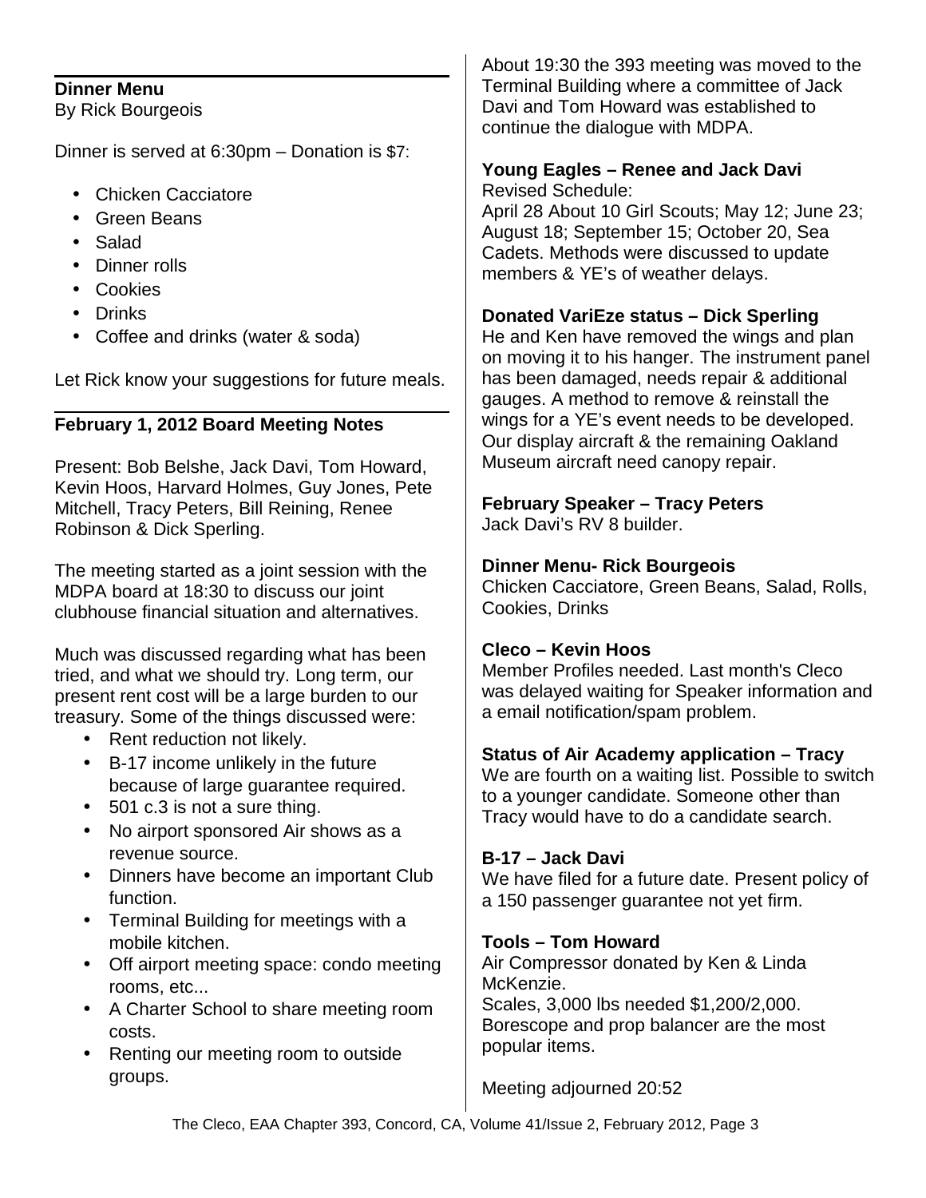## Dinner Menu

By Rick Bourgeois

Dinner is served at 6:30pm – Donation is $7:

- Chicken Cacciatore
- Green Beans
- Salad
- Dinner rolls
- Cookies
- Drinks
- Coffee and drinks (water & soda)

Let Rick know your suggestions for future meals.

## February 1, 2012 Board Meeting Notes

Present: Bob Belshe, Jack Davi, Tom Howard, Kevin Hoos, Harvard Holmes, Guy Jones, Pete Mitchell, Tracy Peters, Bill Reining, Renee Robinson & Dick Sperling.

The meeting started as a joint session with the MDPA board at 18:30 to discuss our joint clubhouse financial situation and alternatives.

Much was discussed regarding what has been tried, and what we should try. Long term, our present rent cost will be a large burden to our treasury. Some of the things discussed were:

- Rent reduction not likely.
- B-17 income unlikely in the future because of large guarantee required.
- 501 c.3 is not a sure thing.
- No airport sponsored Air shows as a revenue source.
- Dinners have become an important Club function.
- Terminal Building for meetings with a mobile kitchen.
- Off airport meeting space: condo meeting rooms, etc...
- A Charter School to share meeting room costs.
- Renting our meeting room to outside groups.

About 19:30 the 393 meeting was moved to the Terminal Building where a committee of Jack Davi and Tom Howard was established to continue the dialogue with MDPA.

**Young Eagles – Renee and Jack Davi**

Revised Schedule:
April 28 About 10 Girl Scouts; May 12; June 23; August 18; September 15; October 20, Sea Cadets. Methods were discussed to update members & YE's of weather delays.

**Donated VariEze status – Dick Sperling**

He and Ken have removed the wings and plan on moving it to his hanger. The instrument panel has been damaged, needs repair & additional gauges. A method to remove & reinstall the wings for a YE's event needs to be developed. Our display aircraft & the remaining Oakland Museum aircraft need canopy repair.

**February Speaker – Tracy Peters**

Jack Davi's RV 8 builder.

**Dinner Menu- Rick Bourgeois**

Chicken Cacciatore, Green Beans, Salad, Rolls, Cookies, Drinks

**Cleco – Kevin Hoos**

Member Profiles needed. Last month's Cleco was delayed waiting for Speaker information and a email notification/spam problem.

**Status of Air Academy application – Tracy**

We are fourth on a waiting list. Possible to switch to a younger candidate. Someone other than Tracy would have to do a candidate search.

**B-17 – Jack Davi**

We have filed for a future date. Present policy of a 150 passenger guarantee not yet firm.

**Tools – Tom Howard**

Air Compressor donated by Ken & Linda McKenzie.
Scales, 3,000 lbs needed $1,200/2,000.
Borescope and prop balancer are the most popular items.

Meeting adjourned 20:52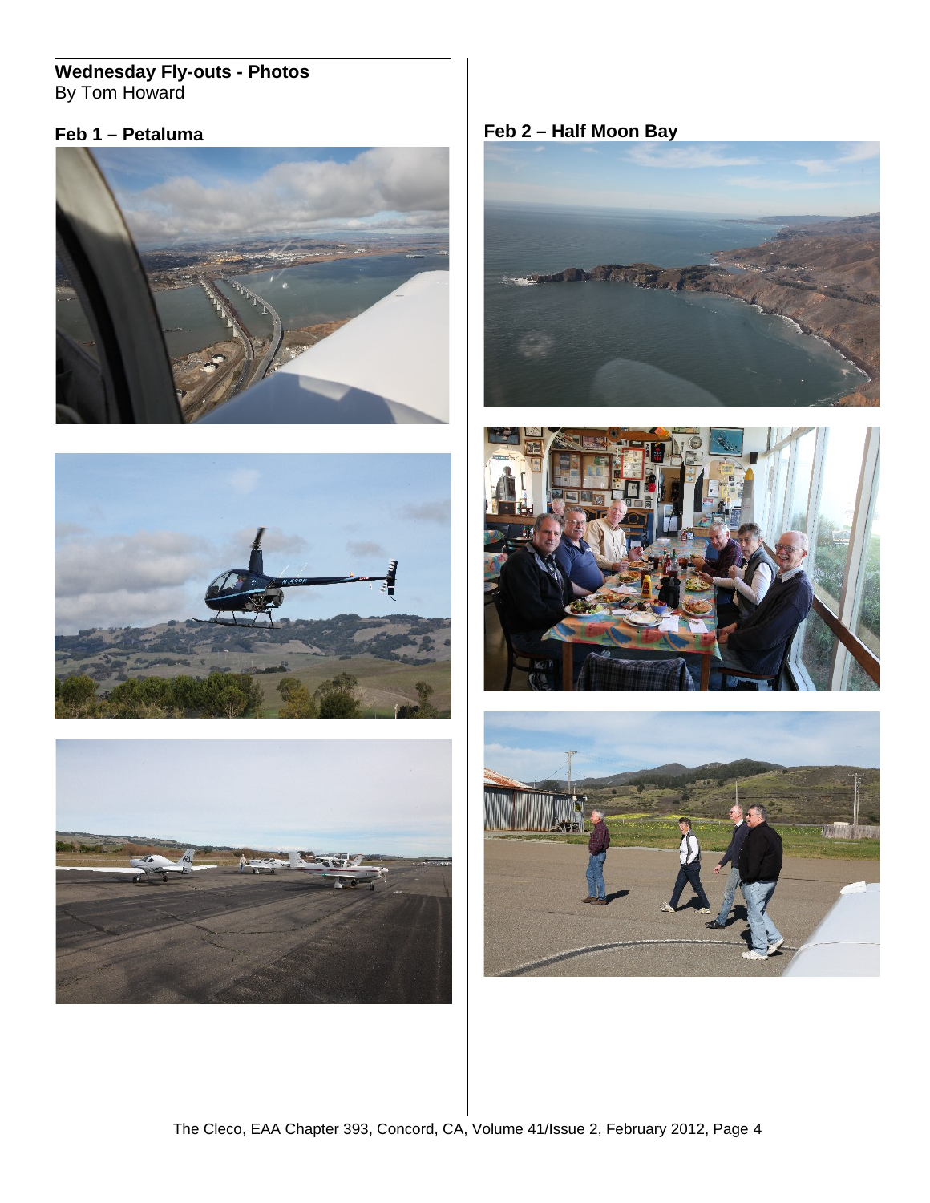## Wednesday Fly-outs - Photos

By Tom Howard

### Feb 1 – Petaluma

### Feb 2 – Half Moon Bay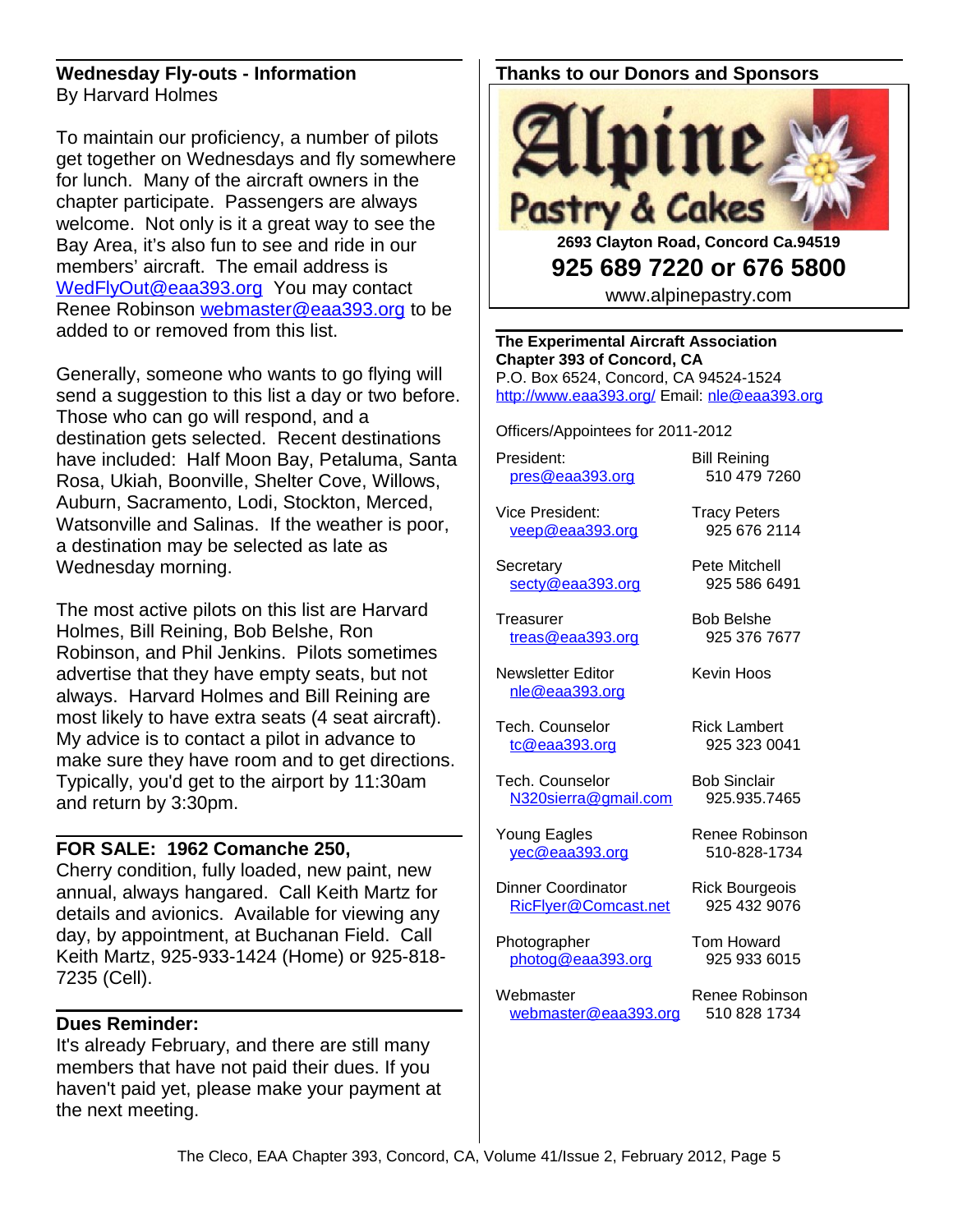## Wednesday Fly-outs - Information

By Harvard Holmes

To maintain our proficiency, a number of pilots get together on Wednesdays and fly somewhere for lunch. Many of the aircraft owners in the chapter participate. Passengers are always welcome. Not only is it a great way to see the Bay Area, it's also fun to see and ride in our members' aircraft. The email address is WedFlyOut@eaa393.org You may contact Renee Robinson webmaster@eaa393.org to be added to or removed from this list.

Generally, someone who wants to go flying will send a suggestion to this list a day or two before. Those who can go will respond, and a destination gets selected. Recent destinations have included: Half Moon Bay, Petaluma, Santa Rosa, Ukiah, Boonville, Shelter Cove, Willows, Auburn, Sacramento, Lodi, Stockton, Merced, Watsonville and Salinas. If the weather is poor, a destination may be selected as late as Wednesday morning.

The most active pilots on this list are Harvard Holmes, Bill Reining, Bob Belshe, Ron Robinson, and Phil Jenkins. Pilots sometimes advertise that they have empty seats, but not always. Harvard Holmes and Bill Reining are most likely to have extra seats (4 seat aircraft). My advice is to contact a pilot in advance to make sure they have room and to get directions. Typically, you'd get to the airport by 11:30am and return by 3:30pm.

## FOR SALE: 1962 Comanche 250,

Cherry condition, fully loaded, new paint, new annual, always hangared. Call Keith Martz for details and avionics. Available for viewing any day, by appointment, at Buchanan Field. Call Keith Martz, 925-933-1424 (Home) or 925-818-7235 (Cell).

## Dues Reminder:

It's already February, and there are still many members that have not paid their dues. If you haven't paid yet, please make your payment at the next meeting.

## Thanks to our Donors and Sponsors

**Alpine Pastry & Cakes**

**2693 Clayton Road, Concord Ca.94519**

**925 689 7220 or 676 5800**

www.alpinepastry.com

**The Experimental Aircraft Association**
**Chapter 393 of Concord, CA**
P.O. Box 6524, Concord, CA 94524-1524
http://www.eaa393.org/ Email: nle@eaa393.org

Officers/Appointees for 2011-2012

| Position | Name / Phone |
|---|---|
| President: pres@eaa393.org | Bill Reining 510 479 7260 |
| Vice President: veep@eaa393.org | Tracy Peters 925 676 2114 |
| Secretary secty@eaa393.org | Pete Mitchell 925 586 6491 |
| Treasurer treas@eaa393.org | Bob Belshe 925 376 7677 |
| Newsletter Editor nle@eaa393.org | Kevin Hoos |
| Tech. Counselor tc@eaa393.org | Rick Lambert 925 323 0041 |
| Tech. Counselor N320sierra@gmail.com | Bob Sinclair 925.935.7465 |
| Young Eagles yec@eaa393.org | Renee Robinson 510-828-1734 |
| Dinner Coordinator RicFlyer@Comcast.net | Rick Bourgeois 925 432 9076 |
| Photographer photog@eaa393.org | Tom Howard 925 933 6015 |
| Webmaster webmaster@eaa393.org | Renee Robinson 510 828 1734 |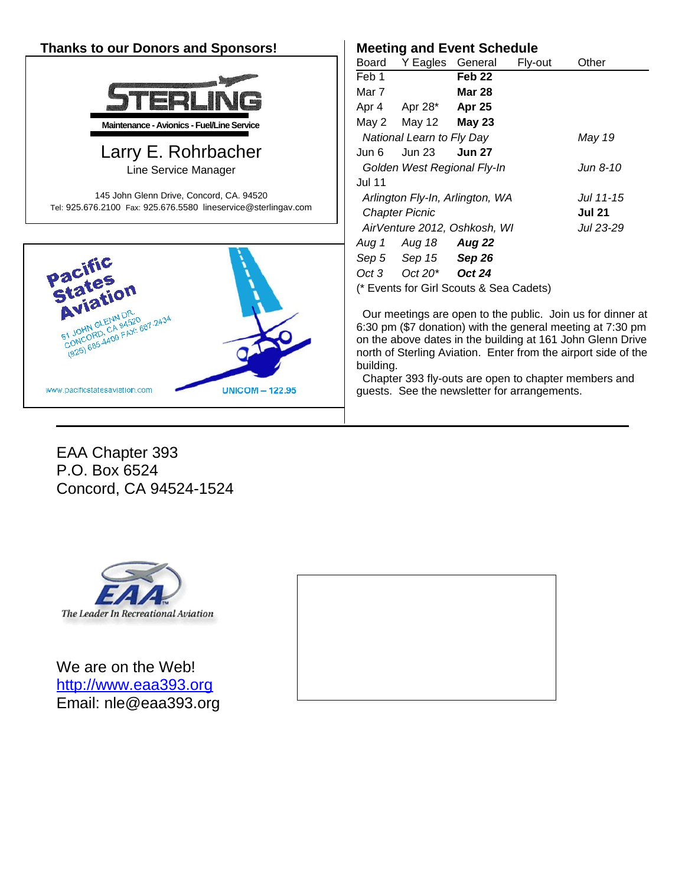## Thanks to our Donors and Sponsors!

STERLING

Maintenance - Avionics - Fuel/Line Service

Larry E. Rohrbacher

Line Service Manager

145 John Glenn Drive, Concord, CA. 94520

Tel: 925.676.2100 Fax: 925.676.5580 lineservice@sterlingav.com

Pacific States Aviation

51 JOHN GLENN DR. CONCORD, CA 94520 (925) 685-4400 FAX: 687-2434

www.pacificstatesaviation.com

UNICOM – 122.95

## Meeting and Event Schedule

| Board | Y Eagles | General | Fly-out | Other |
|---|---|---|---|---|
| Feb 1 | | **Feb 22** | | |
| Mar 7 | | **Mar 28** | | |
| Apr 4 | Apr 28* | **Apr 25** | | |
| May 2 | May 12 | **May 23** | | |
| *National Learn to Fly Day* | | | | *May 19* |
| Jun 6 | Jun 23 | **Jun 27** | | |
| *Golden West Regional Fly-In* | | | | *Jun 8-10* |
| Jul 11 | | | | |
| *Arlington Fly-In, Arlington, WA* | | | | *Jul 11-15* |
| *Chapter Picnic* | | | | **Jul 21** |
| *AirVenture 2012, Oshkosh, WI* | | | | *Jul 23-29* |
| *Aug 1* | *Aug 18* | ***Aug 22*** | | |
| *Sep 5* | *Sep 15* | ***Sep 26*** | | |
| *Oct 3* | *Oct 20** | ***Oct 24*** | | |

(* Events for Girl Scouts & Sea Cadets)

Our meetings are open to the public. Join us for dinner at 6:30 pm ($7 donation) with the general meeting at 7:30 pm on the above dates in the building at 161 John Glenn Drive north of Sterling Aviation. Enter from the airport side of the building.

Chapter 393 fly-outs are open to chapter members and guests. See the newsletter for arrangements.

---

EAA Chapter 393
P.O. Box 6524
Concord, CA 94524-1524

EAA
The Leader In Recreational Aviation

We are on the Web!
[http://www.eaa393.org](http://www.eaa393.org)
Email: nle@eaa393.org